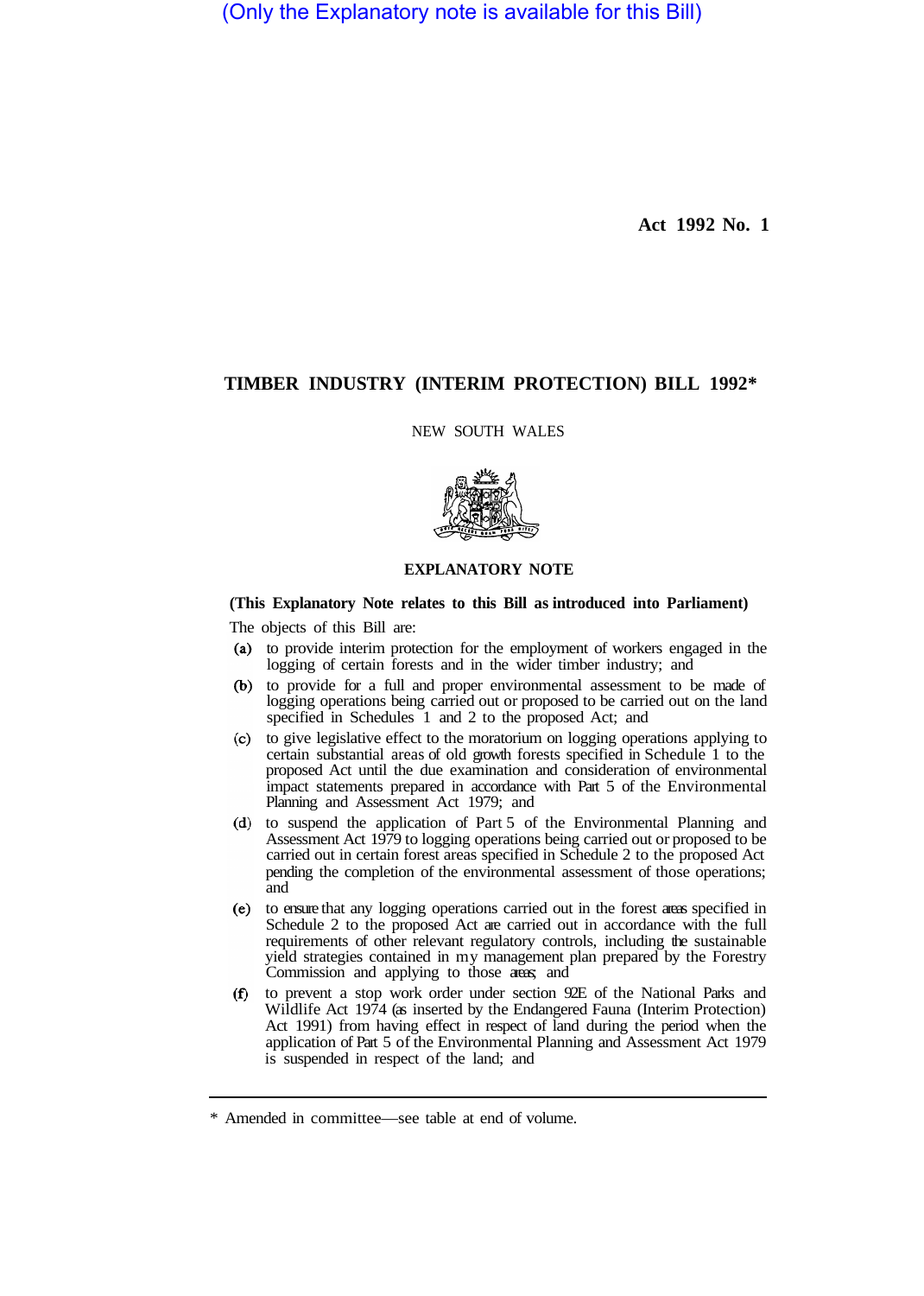(Only the Explanatory note is available for this Bill)

**Act 1992 No. 1**

# TIMBER INDUSTRY (INTERIM PROTECTION) BILL 1992*

NEW SOUTH WALES

## EXPLANATORY NOTE

**(This Explanatory Note relates to this Bill as introduced into Parliament)**

The objects of this Bill are:

(a) to provide interim protection for the employment of workers engaged in the logging of certain forests and in the wider timber industry; and

(b) to provide for a full and proper environmental assessment to be made of logging operations being carried out or proposed to be carried out on the land specified in Schedules 1 and 2 to the proposed Act; and

(c) to give legislative effect to the moratorium on logging operations applying to certain substantial areas of old growth forests specified in Schedule 1 to the proposed Act until the due examination and consideration of environmental impact statements prepared in accordance with Part 5 of the Environmental Planning and Assessment Act 1979; and

(d) to suspend the application of Part 5 of the Environmental Planning and Assessment Act 1979 to logging operations being carried out or proposed to be carried out in certain forest areas specified in Schedule 2 to the proposed Act pending the completion of the environmental assessment of those operations; and

(e) to ensure that any logging operations carried out in the forest areas specified in Schedule 2 to the proposed Act are carried out in accordance with the full requirements of other relevant regulatory controls, including the sustainable yield strategies contained in my management plan prepared by the Forestry Commission and applying to those areas; and

(f) to prevent a stop work order under section 92E of the National Parks and Wildlife Act 1974 (as inserted by the Endangered Fauna (Interim Protection) Act 1991) from having effect in respect of land during the period when the application of Part 5 of the Environmental Planning and Assessment Act 1979 is suspended in respect of the land; and

---

\* Amended in committee—see table at end of volume.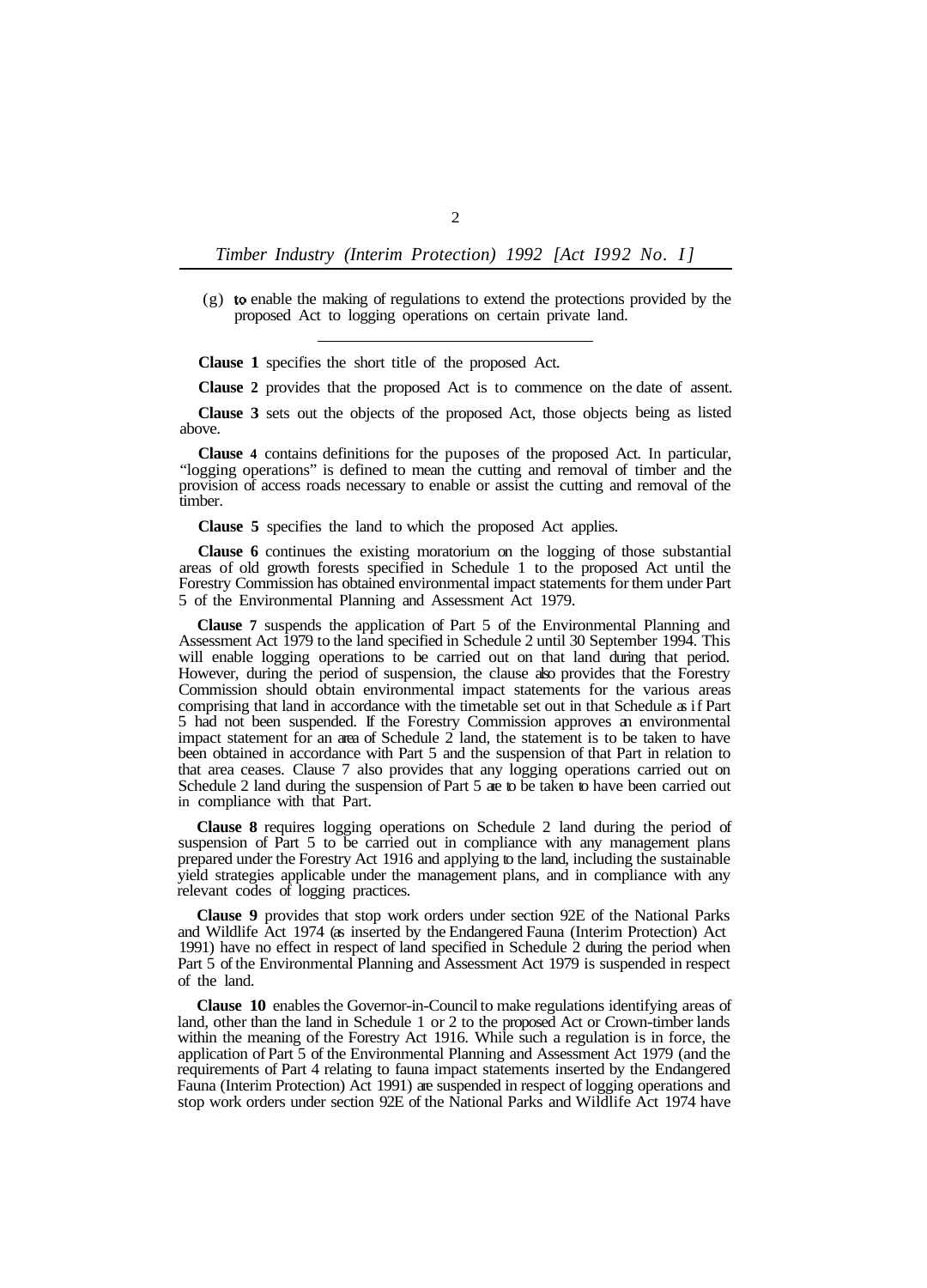(g) to enable the making of regulations to extend the protections provided by the proposed Act to logging operations on certain private land.

---

**Clause 1** specifies the short title of the proposed Act.

**Clause 2** provides that the proposed Act is to commence on the date of assent.

**Clause 3** sets out the objects of the proposed Act, those objects being as listed above.

**Clause 4** contains definitions for the puposes of the proposed Act. In particular, "logging operations" is defined to mean the cutting and removal of timber and the provision of access roads necessary to enable or assist the cutting and removal of the timber.

**Clause 5** specifies the land to which the proposed Act applies.

**Clause 6** continues the existing moratorium on the logging of those substantial areas of old growth forests specified in Schedule 1 to the proposed Act until the Forestry Commission has obtained environmental impact statements for them under Part 5 of the Environmental Planning and Assessment Act 1979.

**Clause 7** suspends the application of Part 5 of the Environmental Planning and Assessment Act 1979 to the land specified in Schedule 2 until 30 September 1994. This will enable logging operations to be carried out on that land during that period. However, during the period of suspension, the clause also provides that the Forestry Commission should obtain environmental impact statements for the various areas comprising that land in accordance with the timetable set out in that Schedule as if Part 5 had not been suspended. If the Forestry Commission approves an environmental impact statement for an area of Schedule 2 land, the statement is to be taken to have been obtained in accordance with Part 5 and the suspension of that Part in relation to that area ceases. Clause 7 also provides that any logging operations carried out on Schedule 2 land during the suspension of Part 5 are to be taken to have been carried out in compliance with that Part.

**Clause 8** requires logging operations on Schedule 2 land during the period of suspension of Part 5 to be carried out in compliance with any management plans prepared under the Forestry Act 1916 and applying to the land, including the sustainable yield strategies applicable under the management plans, and in compliance with any relevant codes of logging practices.

**Clause 9** provides that stop work orders under section 92E of the National Parks and Wildlife Act 1974 (as inserted by the Endangered Fauna (Interim Protection) Act 1991) have no effect in respect of land specified in Schedule 2 during the period when Part 5 of the Environmental Planning and Assessment Act 1979 is suspended in respect of the land.

**Clause 10** enables the Governor-in-Council to make regulations identifying areas of land, other than the land in Schedule 1 or 2 to the proposed Act or Crown-timber lands within the meaning of the Forestry Act 1916. While such a regulation is in force, the application of Part 5 of the Environmental Planning and Assessment Act 1979 (and the requirements of Part 4 relating to fauna impact statements inserted by the Endangered Fauna (Interim Protection) Act 1991) are suspended in respect of logging operations and stop work orders under section 92E of the National Parks and Wildlife Act 1974 have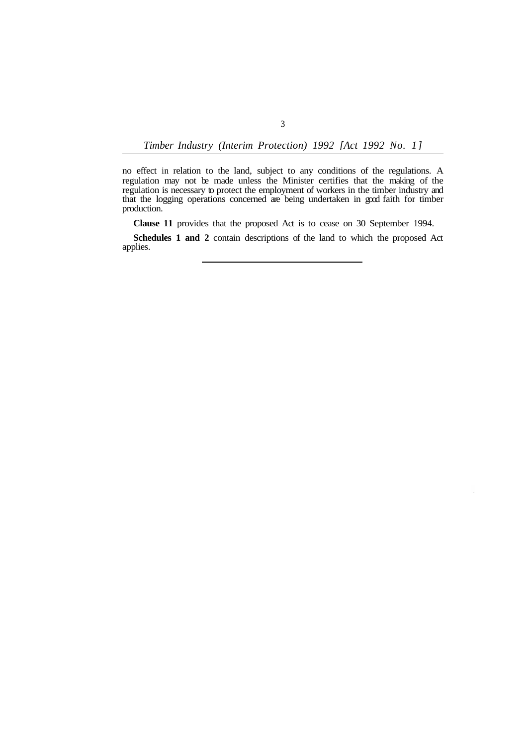no effect in relation to the land, subject to any conditions of the regulations. A regulation may not be made unless the Minister certifies that the making of the regulation is necessary to protect the employment of workers in the timber industry and that the logging operations concerned are being undertaken in good faith for timber production.

**Clause 11** provides that the proposed Act is to cease on 30 September 1994.

**Schedules 1 and 2** contain descriptions of the land to which the proposed Act applies.